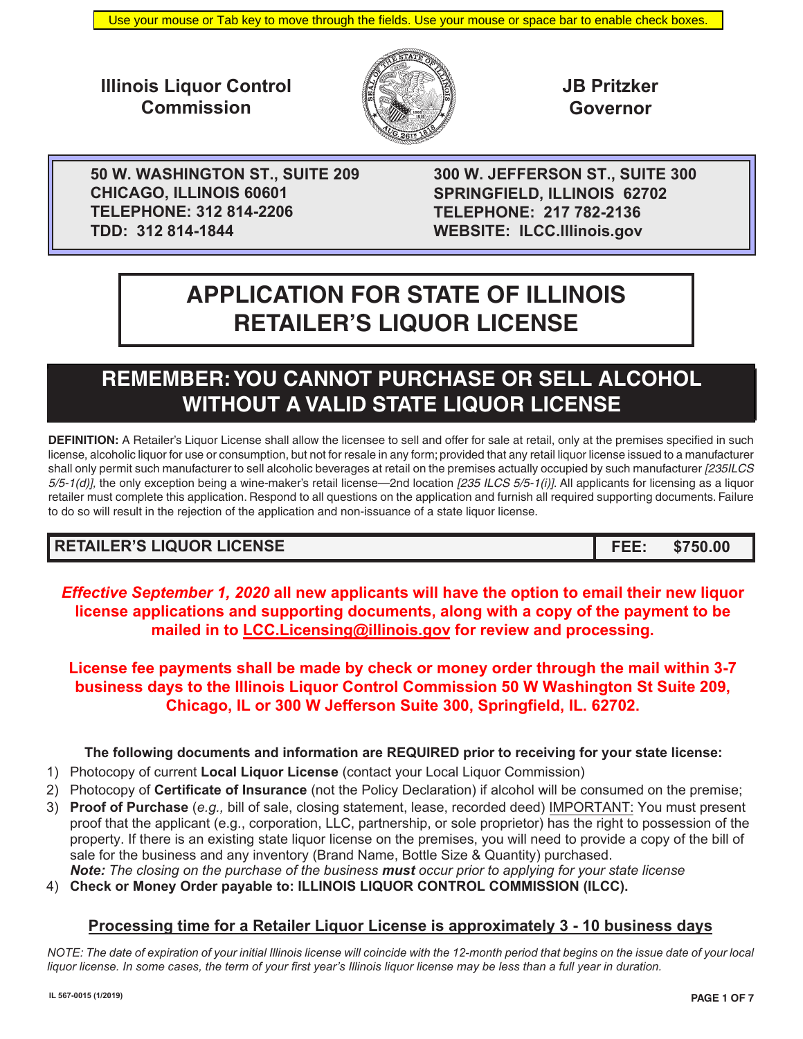Use your mouse or Tab key to move through the fields. Use your mouse or space bar to enable check boxes.

**Illinois Liquor Control Commission**

**JB Pritzker Governor**

**50 W. WASHINGTON ST., SUITE 209**
**CHICAGO, ILLINOIS 60601**
**TELEPHONE: 312 814-2206**
**TDD: 312 814-1844**

**300 W. JEFFERSON ST., SUITE 300**
**SPRINGFIELD, ILLINOIS 62702**
**TELEPHONE: 217 782-2136**
**WEBSITE: ILCC.Illinois.gov**

# APPLICATION FOR STATE OF ILLINOIS RETAILER'S LIQUOR LICENSE

## REMEMBER: YOU CANNOT PURCHASE OR SELL ALCOHOL WITHOUT A VALID STATE LIQUOR LICENSE

**DEFINITION:** A Retailer's Liquor License shall allow the licensee to sell and offer for sale at retail, only at the premises specified in such license, alcoholic liquor for use or consumption, but not for resale in any form; provided that any retail liquor license issued to a manufacturer shall only permit such manufacturer to sell alcoholic beverages at retail on the premises actually occupied by such manufacturer *[235ILCS 5/5-1(d)]*, the only exception being a wine-maker's retail license—2nd location *[235 ILCS 5/5-1(i)]*. All applicants for licensing as a liquor retailer must complete this application. Respond to all questions on the application and furnish all required supporting documents. Failure to do so will result in the rejection of the application and non-issuance of a state liquor license.

| RETAILER'S LIQUOR LICENSE | FEE: $750.00 |
|---|---|

***Effective September 1, 2020*** **all new applicants will have the option to email their new liquor license applications and supporting documents, along with a copy of the payment to be mailed in to LCC.Licensing@illinois.gov for review and processing.**

**License fee payments shall be made by check or money order through the mail within 3-7 business days to the Illinois Liquor Control Commission 50 W Washington St Suite 209, Chicago, IL or 300 W Jefferson Suite 300, Springfield, IL. 62702.**

**The following documents and information are REQUIRED prior to receiving for your state license:**

1) Photocopy of current **Local Liquor License** (contact your Local Liquor Commission)
2) Photocopy of **Certificate of Insurance** (not the Policy Declaration) if alcohol will be consumed on the premise;
3) **Proof of Purchase** (*e.g.,* bill of sale, closing statement, lease, recorded deed) IMPORTANT: You must present proof that the applicant (e.g., corporation, LLC, partnership, or sole proprietor) has the right to possession of the property. If there is an existing state liquor license on the premises, you will need to provide a copy of the bill of sale for the business and any inventory (Brand Name, Bottle Size & Quantity) purchased.
   ***Note:*** *The closing on the purchase of the business* ***must*** *occur prior to applying for your state license*
4) **Check or Money Order payable to: ILLINOIS LIQUOR CONTROL COMMISSION (ILCC).**

**Processing time for a Retailer Liquor License is approximately 3 - 10 business days**

*NOTE: The date of expiration of your initial Illinois license will coincide with the 12-month period that begins on the issue date of your local liquor license. In some cases, the term of your first year's Illinois liquor license may be less than a full year in duration.*

IL 567-0015 (1/2019)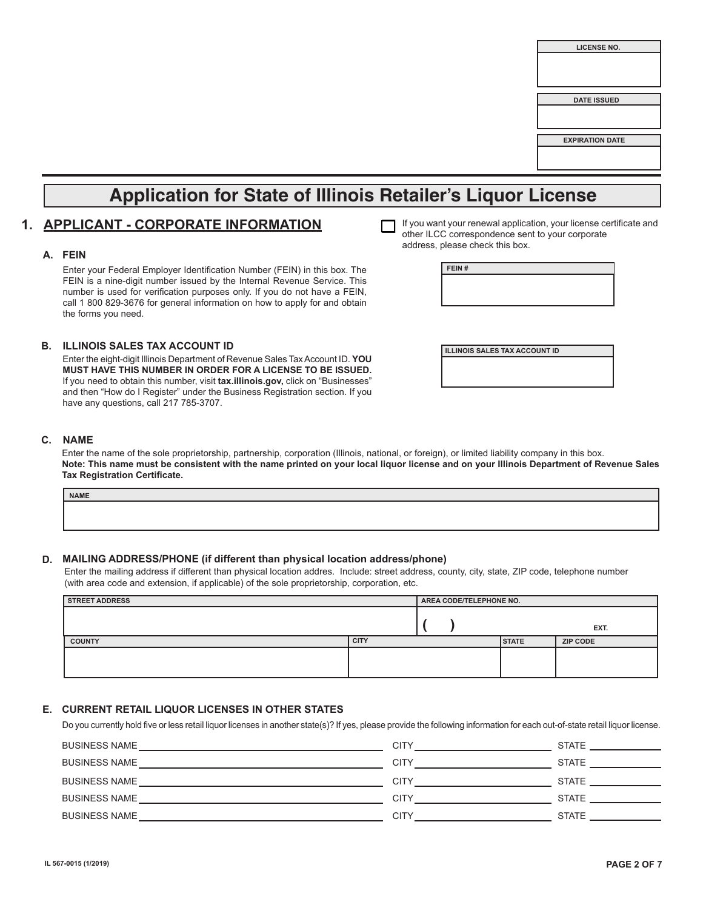| LICENSE NO. |
| --- |
| |

| DATE ISSUED |
| --- |
| |

| EXPIRATION DATE |
| --- |
| |

# Application for State of Illinois Retailer's Liquor License

## 1. APPLICANT - CORPORATE INFORMATION

☐ If you want your renewal application, your license certificate and other ILCC correspondence sent to your corporate address, please check this box.

### A. FEIN

Enter your Federal Employer Identification Number (FEIN) in this box. The FEIN is a nine-digit number issued by the Internal Revenue Service. This number is used for verification purposes only. If you do not have a FEIN, call 1 800 829-3676 for general information on how to apply for and obtain the forms you need.

| FEIN # |
| --- |
| |

### B. ILLINOIS SALES TAX ACCOUNT ID

Enter the eight-digit Illinois Department of Revenue Sales Tax Account ID. **YOU MUST HAVE THIS NUMBER IN ORDER FOR A LICENSE TO BE ISSUED.** If you need to obtain this number, visit **tax.illinois.gov,** click on "Businesses" and then "How do I Register" under the Business Registration section. If you have any questions, call 217 785-3707.

| ILLINOIS SALES TAX ACCOUNT ID |
| --- |
| |

### C. NAME

Enter the name of the sole proprietorship, partnership, corporation (Illinois, national, or foreign), or limited liability company in this box.
**Note: This name must be consistent with the name printed on your local liquor license and on your Illinois Department of Revenue Sales Tax Registration Certificate.**

| NAME |
| --- |
| |

### D. MAILING ADDRESS/PHONE (if different than physical location address/phone)

Enter the mailing address if different than physical location addres. Include: street address, county, city, state, ZIP code, telephone number (with area code and extension, if applicable) of the sole proprietorship, corporation, etc.

| STREET ADDRESS | | AREA CODE/TELEPHONE NO. | |
| --- | --- | --- | --- |
| | | ( ) EXT. | |
| **COUNTY** | **CITY** | **STATE** | **ZIP CODE** |
| | | | |

### E. CURRENT RETAIL LIQUOR LICENSES IN OTHER STATES

Do you currently hold five or less retail liquor licenses in another state(s)? If yes, please provide the following information for each out-of-state retail liquor license.

BUSINESS NAME ______________________ CITY ______________________ STATE __________

BUSINESS NAME ______________________ CITY ______________________ STATE __________

BUSINESS NAME ______________________ CITY ______________________ STATE __________

BUSINESS NAME ______________________ CITY ______________________ STATE __________

BUSINESS NAME ______________________ CITY ______________________ STATE __________

IL 567-0015 (1/2019)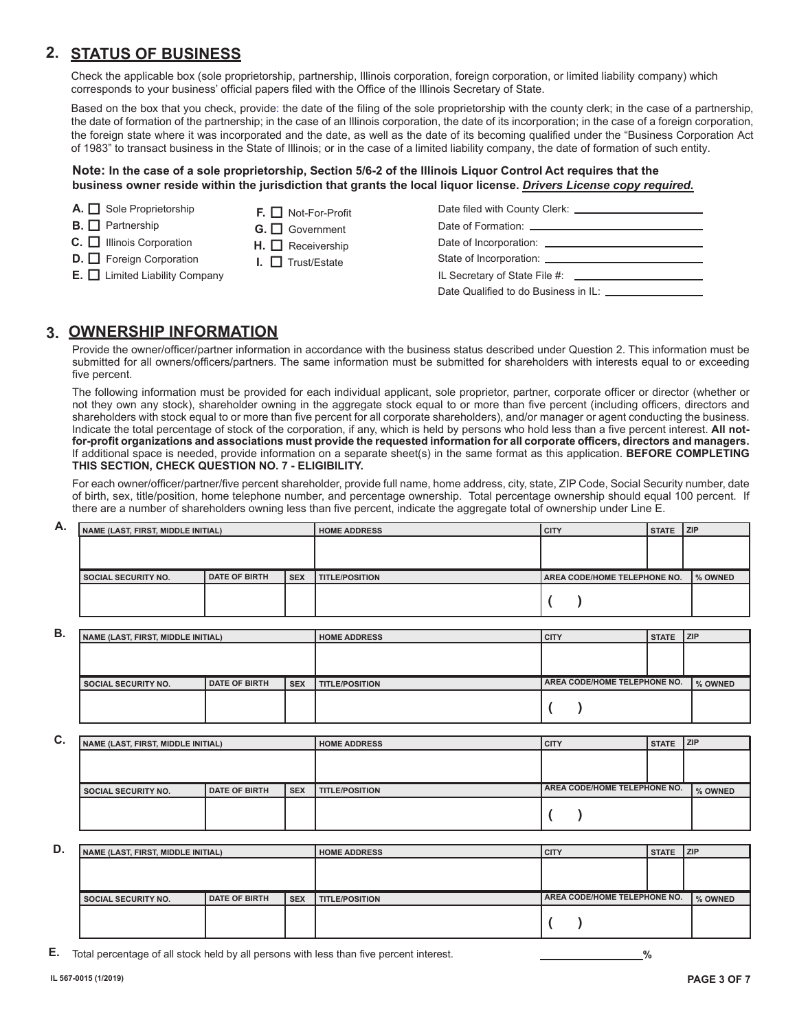## 2. STATUS OF BUSINESS

Check the applicable box (sole proprietorship, partnership, Illinois corporation, foreign corporation, or limited liability company) which corresponds to your business' official papers filed with the Office of the Illinois Secretary of State.

Based on the box that you check, provide: the date of the filing of the sole proprietorship with the county clerk; in the case of a partnership, the date of formation of the partnership; in the case of an Illinois corporation, the date of its incorporation; in the case of a foreign corporation, the foreign state where it was incorporated and the date, as well as the date of its becoming qualified under the "Business Corporation Act of 1983" to transact business in the State of Illinois; or in the case of a limited liability company, the date of formation of such entity.

**Note: In the case of a sole proprietorship, Section 5/6-2 of the Illinois Liquor Control Act requires that the business owner reside within the jurisdiction that grants the local liquor license. *Drivers License copy required.***

- **A.** ☐ Sole Proprietorship
- **B.** ☐ Partnership
- **C.** ☐ Illinois Corporation
- **D.** ☐ Foreign Corporation
- **E.** ☐ Limited Liability Company
- **F.** ☐ Not-For-Profit
- **G.** ☐ Government
- **H.** ☐ Receivership
- **I.** ☐ Trust/Estate

Date filed with County Clerk: ____________________

Date of Formation: ____________________

Date of Incorporation: ____________________

State of Incorporation: ____________________

IL Secretary of State File #: ____________________

Date Qualified to do Business in IL: ____________________

## 3. OWNERSHIP INFORMATION

Provide the owner/officer/partner information in accordance with the business status described under Question 2. This information must be submitted for all owners/officers/partners. The same information must be submitted for shareholders with interests equal to or exceeding five percent.

The following information must be provided for each individual applicant, sole proprietor, partner, corporate officer or director (whether or not they own any stock), shareholder owning in the aggregate stock equal to or more than five percent (including officers, directors and shareholders with stock equal to or more than five percent for all corporate shareholders), and/or manager or agent conducting the business. Indicate the total percentage of stock of the corporation, if any, which is held by persons who hold less than a five percent interest. **All not-for-profit organizations and associations must provide the requested information for all corporate officers, directors and managers.** If additional space is needed, provide information on a separate sheet(s) in the same format as this application. **BEFORE COMPLETING THIS SECTION, CHECK QUESTION NO. 7 - ELIGIBILITY.**

For each owner/officer/partner/five percent shareholder, provide full name, home address, city, state, ZIP Code, Social Security number, date of birth, sex, title/position, home telephone number, and percentage ownership. Total percentage ownership should equal 100 percent. If there are a number of shareholders owning less than five percent, indicate the aggregate total of ownership under Line E.

**A.**

| NAME (LAST, FIRST, MIDDLE INITIAL) | | | HOME ADDRESS | CITY | STATE | ZIP |
|---|---|---|---|---|---|---|
| | | | | | | |
| **SOCIAL SECURITY NO.** | **DATE OF BIRTH** | **SEX** | **TITLE/POSITION** | **AREA CODE/HOME TELEPHONE NO.** | | **% OWNED** |
| | | | | ( ) | | |

**B.**

| NAME (LAST, FIRST, MIDDLE INITIAL) | | | HOME ADDRESS | CITY | STATE | ZIP |
|---|---|---|---|---|---|---|
| | | | | | | |
| **SOCIAL SECURITY NO.** | **DATE OF BIRTH** | **SEX** | **TITLE/POSITION** | **AREA CODE/HOME TELEPHONE NO.** | | **% OWNED** |
| | | | | ( ) | | |

**C.**

| NAME (LAST, FIRST, MIDDLE INITIAL) | | | HOME ADDRESS | CITY | STATE | ZIP |
|---|---|---|---|---|---|---|
| | | | | | | |
| **SOCIAL SECURITY NO.** | **DATE OF BIRTH** | **SEX** | **TITLE/POSITION** | **AREA CODE/HOME TELEPHONE NO.** | | **% OWNED** |
| | | | | ( ) | | |

**D.**

| NAME (LAST, FIRST, MIDDLE INITIAL) | | | HOME ADDRESS | CITY | STATE | ZIP |
|---|---|---|---|---|---|---|
| | | | | | | |
| **SOCIAL SECURITY NO.** | **DATE OF BIRTH** | **SEX** | **TITLE/POSITION** | **AREA CODE/HOME TELEPHONE NO.** | | **% OWNED** |
| | | | | ( ) | | |

**E.** Total percentage of all stock held by all persons with less than five percent interest. ____________%

IL 567-0015 (1/2019)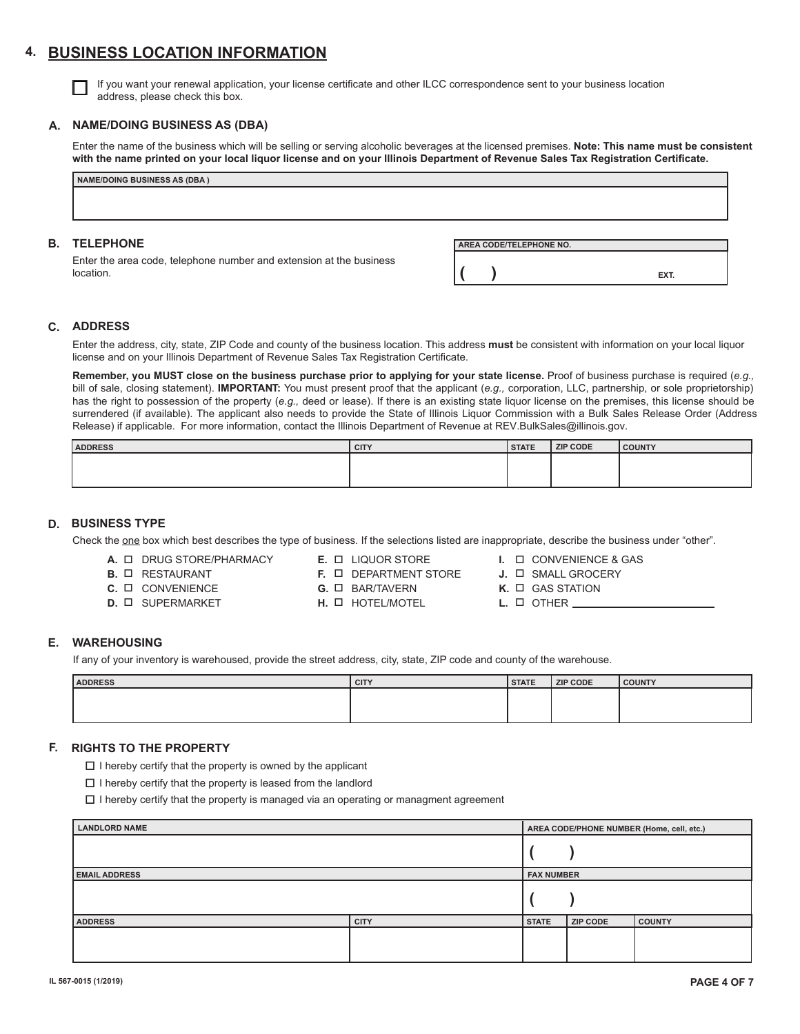## 4. BUSINESS LOCATION INFORMATION

☐ If you want your renewal application, your license certificate and other ILCC correspondence sent to your business location address, please check this box.

### A. NAME/DOING BUSINESS AS (DBA)

Enter the name of the business which will be selling or serving alcoholic beverages at the licensed premises. **Note: This name must be consistent with the name printed on your local liquor license and on your Illinois Department of Revenue Sales Tax Registration Certificate.**

| NAME/DOING BUSINESS AS (DBA ) |
|---|
| |

### B. TELEPHONE

Enter the area code, telephone number and extension at the business location.

| AREA CODE/TELEPHONE NO. |
|---|
| (   ) EXT. |

### C. ADDRESS

Enter the address, city, state, ZIP Code and county of the business location. This address **must** be consistent with information on your local liquor license and on your Illinois Department of Revenue Sales Tax Registration Certificate.

**Remember, you MUST close on the business purchase prior to applying for your state license.** Proof of business purchase is required (*e.g.,* bill of sale, closing statement). **IMPORTANT:** You must present proof that the applicant (*e.g.,* corporation, LLC, partnership, or sole proprietorship) has the right to possession of the property (*e.g.,* deed or lease). If there is an existing state liquor license on the premises, this license should be surrendered (if available). The applicant also needs to provide the State of Illinois Liquor Commission with a Bulk Sales Release Order (Address Release) if applicable. For more information, contact the Illinois Department of Revenue at REV.BulkSales@illinois.gov.

| ADDRESS | CITY | STATE | ZIP CODE | COUNTY |
|---|---|---|---|---|
| | | | | |

### D. BUSINESS TYPE

Check the one box which best describes the type of business. If the selections listed are inappropriate, describe the business under "other".

- **A.** ☐ DRUG STORE/PHARMACY
- **B.** ☐ RESTAURANT
- **C.** ☐ CONVENIENCE
- **D.** ☐ SUPERMARKET
- **E.** ☐ LIQUOR STORE
- **F.** ☐ DEPARTMENT STORE
- **G.** ☐ BAR/TAVERN
- **H.** ☐ HOTEL/MOTEL
- **I.** ☐ CONVENIENCE & GAS
- **J.** ☐ SMALL GROCERY
- **K.** ☐ GAS STATION
- **L.** ☐ OTHER ______________________

### E. WAREHOUSING

If any of your inventory is warehoused, provide the street address, city, state, ZIP code and county of the warehouse.

| ADDRESS | CITY | STATE | ZIP CODE | COUNTY |
|---|---|---|---|---|
| | | | | |

### F. RIGHTS TO THE PROPERTY

☐ I hereby certify that the property is owned by the applicant

☐ I hereby certify that the property is leased from the landlord

☐ I hereby certify that the property is managed via an operating or managment agreement

| LANDLORD NAME | | AREA CODE/PHONE NUMBER (Home, cell, etc.) | | |
|---|---|---|---|---|
| | | (   ) | | |
| **EMAIL ADDRESS** | | **FAX NUMBER** | | |
| | | (   ) | | |
| **ADDRESS** | **CITY** | **STATE** | **ZIP CODE** | **COUNTY** |
| | | | | |

IL 567-0015 (1/2019)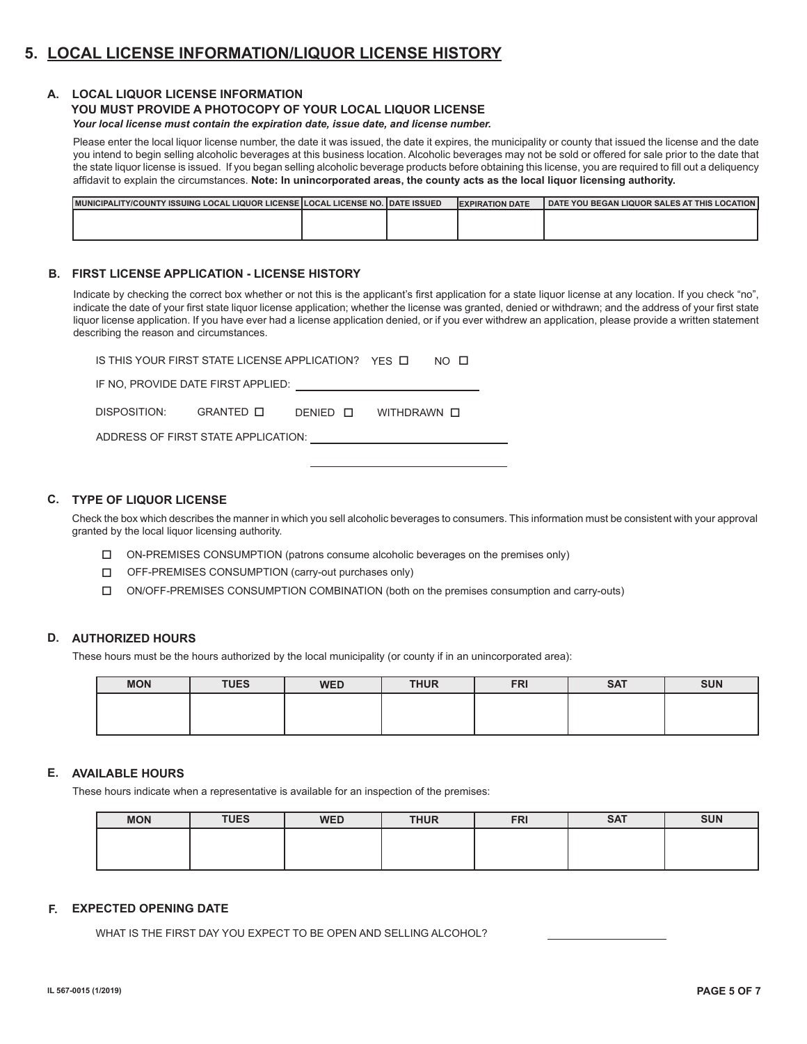# 5. LOCAL LICENSE INFORMATION/LIQUOR LICENSE HISTORY

## A. LOCAL LIQUOR LICENSE INFORMATION

**YOU MUST PROVIDE A PHOTOCOPY OF YOUR LOCAL LIQUOR LICENSE**

***Your local license must contain the expiration date, issue date, and license number.***

Please enter the local liquor license number, the date it was issued, the date it expires, the municipality or county that issued the license and the date you intend to begin selling alcoholic beverages at this business location. Alcoholic beverages may not be sold or offered for sale prior to the date that the state liquor license is issued. If you began selling alcoholic beverage products before obtaining this license, you are required to fill out a deliquency affidavit to explain the circumstances. **Note: In unincorporated areas, the county acts as the local liquor licensing authority.**

| MUNICIPALITY/COUNTY ISSUING LOCAL LIQUOR LICENSE | LOCAL LICENSE NO. | DATE ISSUED | EXPIRATION DATE | DATE YOU BEGAN LIQUOR SALES AT THIS LOCATION |
|---|---|---|---|---|
| | | | | |

## B. FIRST LICENSE APPLICATION - LICENSE HISTORY

Indicate by checking the correct box whether or not this is the applicant's first application for a state liquor license at any location. If you check "no", indicate the date of your first state liquor license application; whether the license was granted, denied or withdrawn; and the address of your first state liquor license application. If you have ever had a license application denied, or if you ever withdrew an application, please provide a written statement describing the reason and circumstances.

IS THIS YOUR FIRST STATE LICENSE APPLICATION? YES ☐ NO ☐

IF NO, PROVIDE DATE FIRST APPLIED: ____________________

DISPOSITION: GRANTED ☐ DENIED ☐ WITHDRAWN ☐

ADDRESS OF FIRST STATE APPLICATION: ____________________

____________________

## C. TYPE OF LIQUOR LICENSE

Check the box which describes the manner in which you sell alcoholic beverages to consumers. This information must be consistent with your approval granted by the local liquor licensing authority.

- ☐ ON-PREMISES CONSUMPTION (patrons consume alcoholic beverages on the premises only)
- ☐ OFF-PREMISES CONSUMPTION (carry-out purchases only)
- ☐ ON/OFF-PREMISES CONSUMPTION COMBINATION (both on the premises consumption and carry-outs)

## D. AUTHORIZED HOURS

These hours must be the hours authorized by the local municipality (or county if in an unincorporated area):

| MON | TUES | WED | THUR | FRI | SAT | SUN |
|---|---|---|---|---|---|---|
| | | | | | | |

## E. AVAILABLE HOURS

These hours indicate when a representative is available for an inspection of the premises:

| MON | TUES | WED | THUR | FRI | SAT | SUN |
|---|---|---|---|---|---|---|
| | | | | | | |

## F. EXPECTED OPENING DATE

WHAT IS THE FIRST DAY YOU EXPECT TO BE OPEN AND SELLING ALCOHOL? ____________________

IL 567-0015 (1/2019)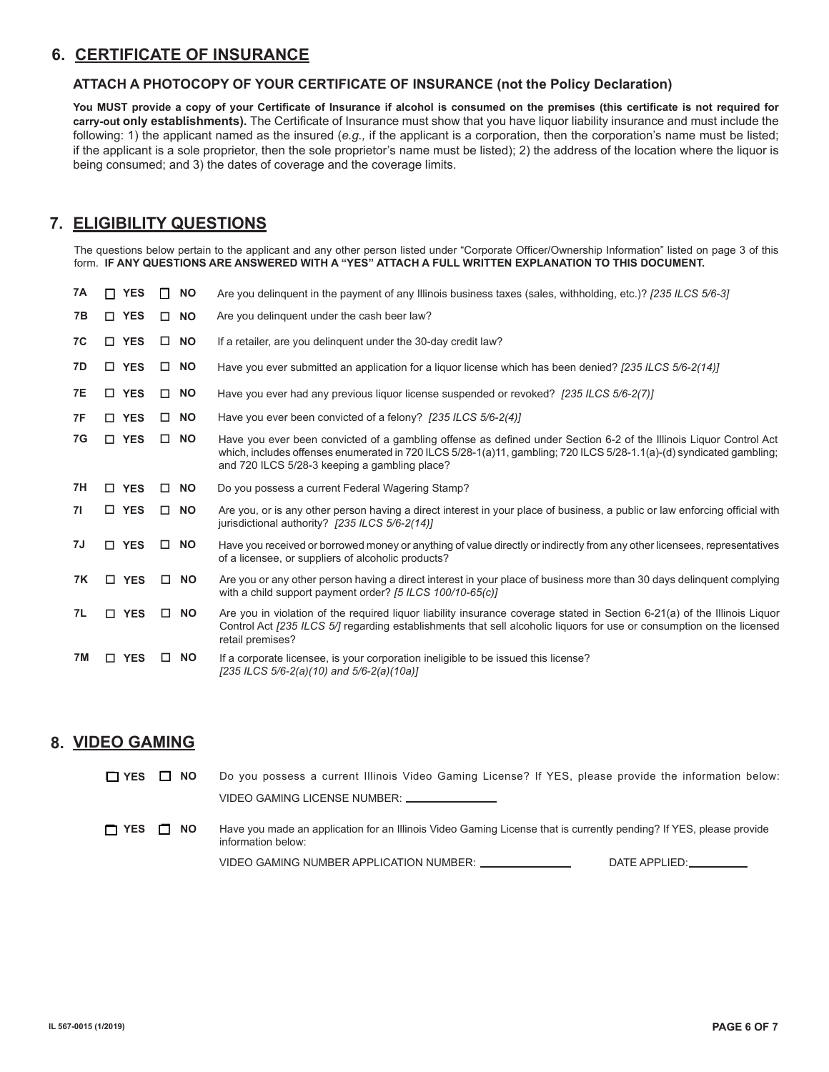## 6. CERTIFICATE OF INSURANCE

### ATTACH A PHOTOCOPY OF YOUR CERTIFICATE OF INSURANCE (not the Policy Declaration)

**You MUST provide a copy of your Certificate of Insurance if alcohol is consumed on the premises (this certificate is not required for carry-out only establishments).** The Certificate of Insurance must show that you have liquor liability insurance and must include the following: 1) the applicant named as the insured (*e.g.,* if the applicant is a corporation, then the corporation's name must be listed; if the applicant is a sole proprietor, then the sole proprietor's name must be listed); 2) the address of the location where the liquor is being consumed; and 3) the dates of coverage and the coverage limits.

## 7. ELIGIBILITY QUESTIONS

The questions below pertain to the applicant and any other person listed under "Corporate Officer/Ownership Information" listed on page 3 of this form. **IF ANY QUESTIONS ARE ANSWERED WITH A "YES" ATTACH A FULL WRITTEN EXPLANATION TO THIS DOCUMENT.**

**7A** ☐ **YES** ☐ **NO** Are you delinquent in the payment of any Illinois business taxes (sales, withholding, etc.)? *[235 ILCS 5/6-3]*

**7B** ☐ **YES** ☐ **NO** Are you delinquent under the cash beer law?

**7C** ☐ **YES** ☐ **NO** If a retailer, are you delinquent under the 30-day credit law?

**7D** ☐ **YES** ☐ **NO** Have you ever submitted an application for a liquor license which has been denied? *[235 ILCS 5/6-2(14)]*

**7E** ☐ **YES** ☐ **NO** Have you ever had any previous liquor license suspended or revoked? *[235 ILCS 5/6-2(7)]*

**7F** ☐ **YES** ☐ **NO** Have you ever been convicted of a felony? *[235 ILCS 5/6-2(4)]*

**7G** ☐ **YES** ☐ **NO** Have you ever been convicted of a gambling offense as defined under Section 6-2 of the Illinois Liquor Control Act which, includes offenses enumerated in 720 ILCS 5/28-1(a)11, gambling; 720 ILCS 5/28-1.1(a)-(d) syndicated gambling; and 720 ILCS 5/28-3 keeping a gambling place?

**7H** ☐ **YES** ☐ **NO** Do you possess a current Federal Wagering Stamp?

**7I** ☐ **YES** ☐ **NO** Are you, or is any other person having a direct interest in your place of business, a public or law enforcing official with jurisdictional authority? *[235 ILCS 5/6-2(14)]*

**7J** ☐ **YES** ☐ **NO** Have you received or borrowed money or anything of value directly or indirectly from any other licensees, representatives of a licensee, or suppliers of alcoholic products?

**7K** ☐ **YES** ☐ **NO** Are you or any other person having a direct interest in your place of business more than 30 days delinquent complying with a child support payment order? *[5 ILCS 100/10-65(c)]*

**7L** ☐ **YES** ☐ **NO** Are you in violation of the required liquor liability insurance coverage stated in Section 6-21(a) of the Illinois Liquor Control Act *[235 ILCS 5/]* regarding establishments that sell alcoholic liquors for use or consumption on the licensed retail premises?

**7M** ☐ **YES** ☐ **NO** If a corporate licensee, is your corporation ineligible to be issued this license? *[235 ILCS 5/6-2(a)(10) and 5/6-2(a)(10a)]*

## 8. VIDEO GAMING

☐ **YES** ☐ **NO** Do you possess a current Illinois Video Gaming License? If YES, please provide the information below:

VIDEO GAMING LICENSE NUMBER: ________________

☐ **YES** ☐ **NO** Have you made an application for an Illinois Video Gaming License that is currently pending? If YES, please provide information below:

VIDEO GAMING NUMBER APPLICATION NUMBER: ________________ DATE APPLIED: ____________

IL 567-0015 (1/2019)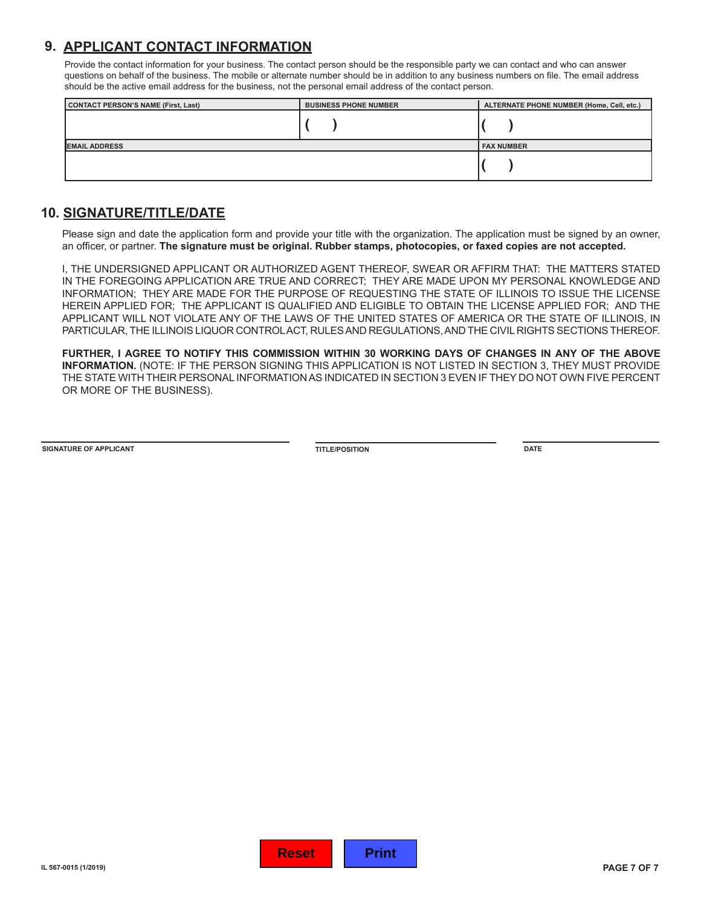## 9. APPLICANT CONTACT INFORMATION

Provide the contact information for your business. The contact person should be the responsible party we can contact and who can answer questions on behalf of the business. The mobile or alternate number should be in addition to any business numbers on file. The email address should be the active email address for the business, not the personal email address of the contact person.

| CONTACT PERSON'S NAME (First, Last) | BUSINESS PHONE NUMBER | ALTERNATE PHONE NUMBER (Home, Cell, etc.) |
| --- | --- | --- |
| | ( ) | ( ) |
| EMAIL ADDRESS | | FAX NUMBER |
| | | ( ) |

## 10. SIGNATURE/TITLE/DATE

Please sign and date the application form and provide your title with the organization. The application must be signed by an owner, an officer, or partner. **The signature must be original. Rubber stamps, photocopies, or faxed copies are not accepted.**

I, THE UNDERSIGNED APPLICANT OR AUTHORIZED AGENT THEREOF, SWEAR OR AFFIRM THAT: THE MATTERS STATED IN THE FOREGOING APPLICATION ARE TRUE AND CORRECT; THEY ARE MADE UPON MY PERSONAL KNOWLEDGE AND INFORMATION; THEY ARE MADE FOR THE PURPOSE OF REQUESTING THE STATE OF ILLINOIS TO ISSUE THE LICENSE HEREIN APPLIED FOR; THE APPLICANT IS QUALIFIED AND ELIGIBLE TO OBTAIN THE LICENSE APPLIED FOR; AND THE APPLICANT WILL NOT VIOLATE ANY OF THE LAWS OF THE UNITED STATES OF AMERICA OR THE STATE OF ILLINOIS, IN PARTICULAR, THE ILLINOIS LIQUOR CONTROL ACT, RULES AND REGULATIONS, AND THE CIVIL RIGHTS SECTIONS THEREOF.

**FURTHER, I AGREE TO NOTIFY THIS COMMISSION WITHIN 30 WORKING DAYS OF CHANGES IN ANY OF THE ABOVE INFORMATION.** (NOTE: IF THE PERSON SIGNING THIS APPLICATION IS NOT LISTED IN SECTION 3, THEY MUST PROVIDE THE STATE WITH THEIR PERSONAL INFORMATION AS INDICATED IN SECTION 3 EVEN IF THEY DO NOT OWN FIVE PERCENT OR MORE OF THE BUSINESS).

| SIGNATURE OF APPLICANT | TITLE/POSITION | DATE |
| --- | --- | --- |
| | | |

Reset Print

IL 567-0015 (1/2019)